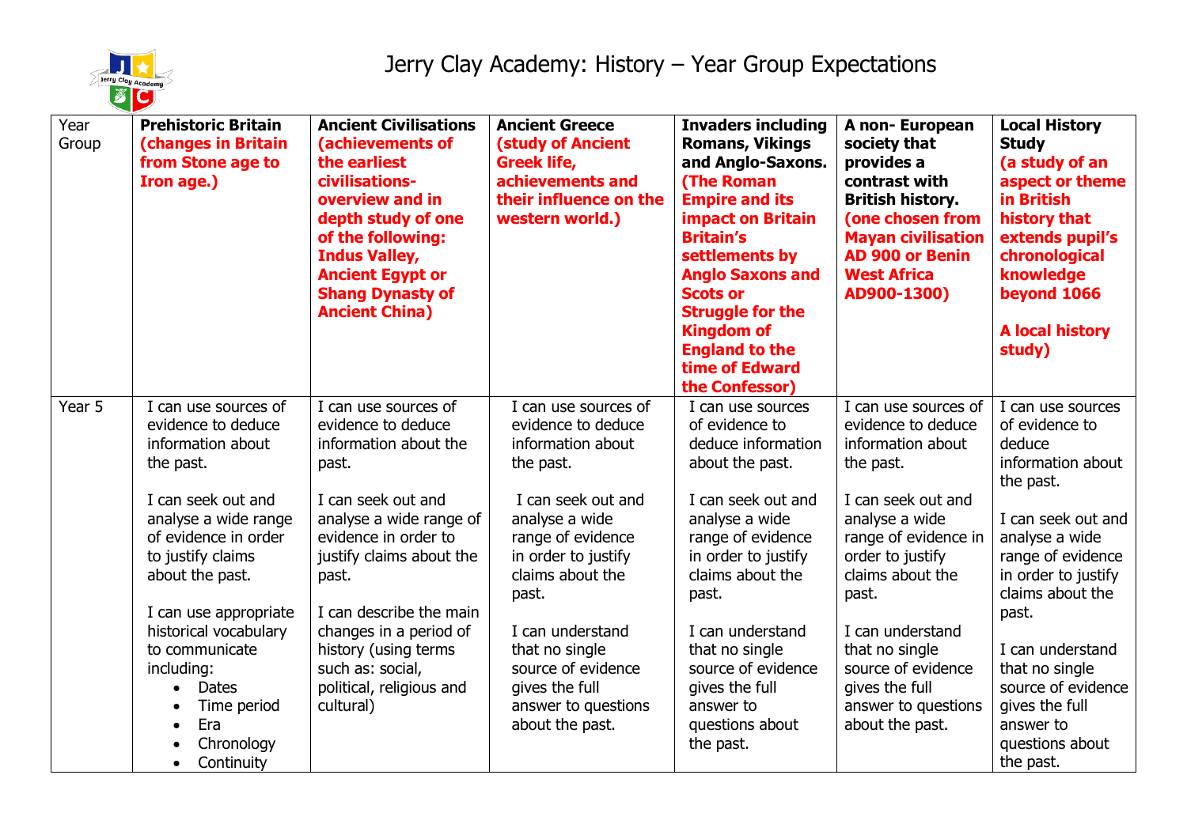# Jerry Clay Academy: History – Year Group Expectations

| Year Group | **Prehistoric Britain (changes in Britain from Stone age to Iron age.)** | **Ancient Civilisations (achievements of the earliest civilisations- overview and in depth study of one of the following: Indus Valley, Ancient Egypt or Shang Dynasty of Ancient China)** | **Ancient Greece (study of Ancient Greek life, achievements and their influence on the western world.)** | **Invaders including Romans, Vikings and Anglo-Saxons. (The Roman Empire and its impact on Britain Britain's settlements by Anglo Saxons and Scots or Struggle for the Kingdom of England to the time of Edward the Confessor)** | **A non- European society that provides a contrast with British history. (one chosen from Mayan civilisation AD 900 or Benin West Africa AD900-1300)** | **Local History Study (a study of an aspect or theme in British history that extends pupil's chronological knowledge beyond 1066<br><br>A local history study)** |
|---|---|---|---|---|---|---|
| Year 5 | I can use sources of evidence to deduce information about the past.<br><br>I can seek out and analyse a wide range of evidence in order to justify claims about the past.<br><br>I can use appropriate historical vocabulary to communicate including:<br>• Dates<br>• Time period<br>• Era<br>• Chronology<br>• Continuity | I can use sources of evidence to deduce information about the past.<br><br>I can seek out and analyse a wide range of evidence in order to justify claims about the past.<br><br>I can describe the main changes in a period of history (using terms such as: social, political, religious and cultural) | I can use sources of evidence to deduce information about the past.<br><br>I can seek out and analyse a wide range of evidence in order to justify claims about the past.<br><br>I can understand that no single source of evidence gives the full answer to questions about the past. | I can use sources of evidence to deduce information about the past.<br><br>I can seek out and analyse a wide range of evidence in order to justify claims about the past.<br><br>I can understand that no single source of evidence gives the full answer to questions about the past. | I can use sources of evidence to deduce information about the past.<br><br>I can seek out and analyse a wide range of evidence in order to justify claims about the past.<br><br>I can understand that no single source of evidence gives the full answer to questions about the past. | I can use sources of evidence to deduce information about the past.<br><br>I can seek out and analyse a wide range of evidence in order to justify claims about the past.<br><br>I can understand that no single source of evidence gives the full answer to questions about the past. |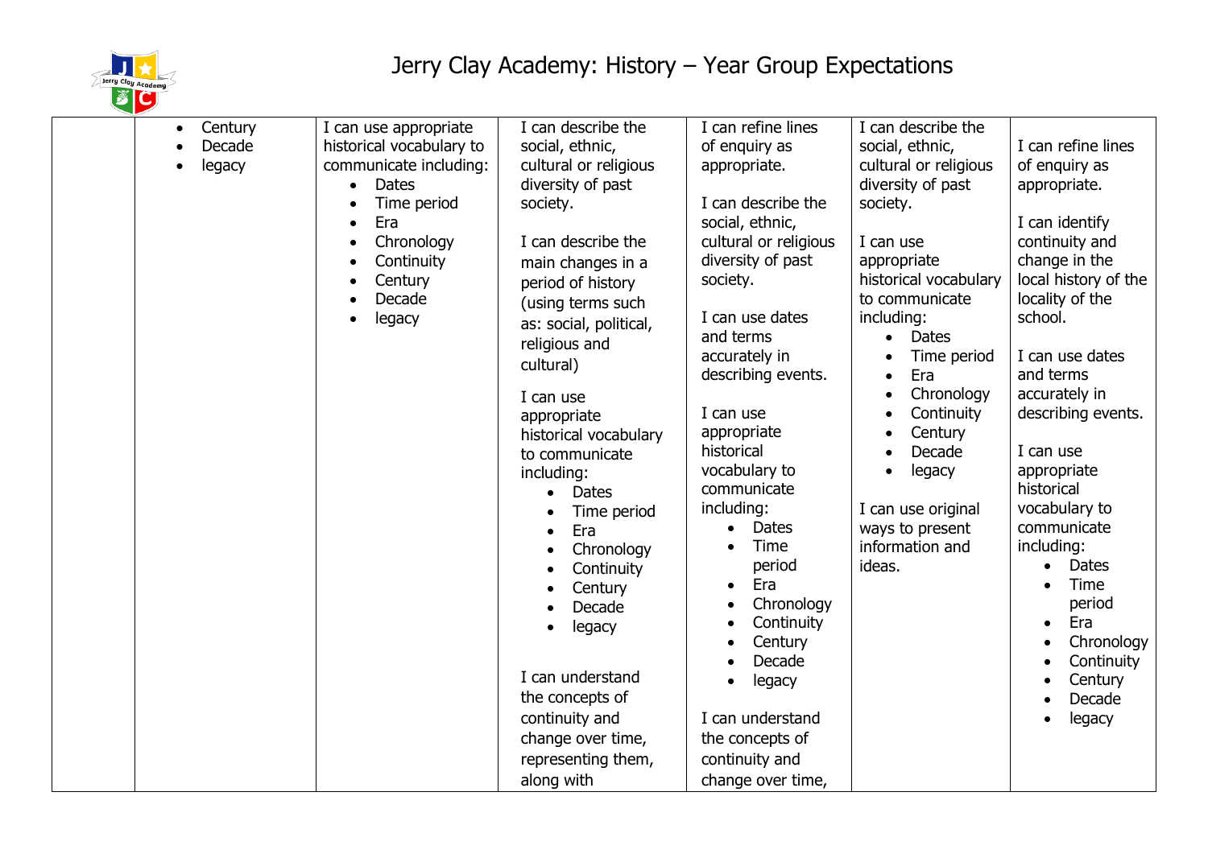# Jerry Clay Academy: History – Year Group Expectations

| | | | | | | |
|---|---|---|---|---|---|---|
| | • Century<br>• Decade<br>• legacy | I can use appropriate historical vocabulary to communicate including:<br>• Dates<br>• Time period<br>• Era<br>• Chronology<br>• Continuity<br>• Century<br>• Decade<br>• legacy | I can describe the social, ethnic, cultural or religious diversity of past society.<br><br>I can describe the main changes in a period of history (using terms such as: social, political, religious and cultural)<br><br>I can use appropriate historical vocabulary to communicate including:<br>• Dates<br>• Time period<br>• Era<br>• Chronology<br>• Continuity<br>• Century<br>• Decade<br>• legacy<br><br>I can understand the concepts of continuity and change over time, representing them, along with | I can refine lines of enquiry as appropriate.<br><br>I can describe the social, ethnic, cultural or religious diversity of past society.<br><br>I can use dates and terms accurately in describing events.<br><br>I can use appropriate historical vocabulary to communicate including:<br>• Dates<br>• Time period<br>• Era<br>• Chronology<br>• Continuity<br>• Century<br>• Decade<br>• legacy<br><br>I can understand the concepts of continuity and change over time, | I can describe the social, ethnic, cultural or religious diversity of past society.<br><br>I can use appropriate historical vocabulary to communicate including:<br>• Dates<br>• Time period<br>• Era<br>• Chronology<br>• Continuity<br>• Century<br>• Decade<br>• legacy<br><br>I can use original ways to present information and ideas. | I can refine lines of enquiry as appropriate.<br><br>I can identify continuity and change in the local history of the locality of the school.<br><br>I can use dates and terms accurately in describing events.<br><br>I can use appropriate historical vocabulary to communicate including:<br>• Dates<br>• Time period<br>• Era<br>• Chronology<br>• Continuity<br>• Century<br>• Decade<br>• legacy |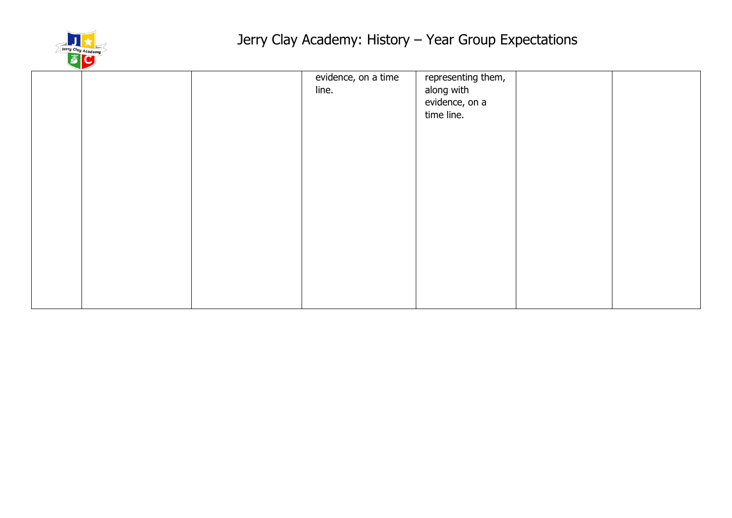| | | | | | | |
|---|---|---|---|---|---|---|
| | | | evidence, on a time line. | representing them, along with evidence, on a time line. | | |